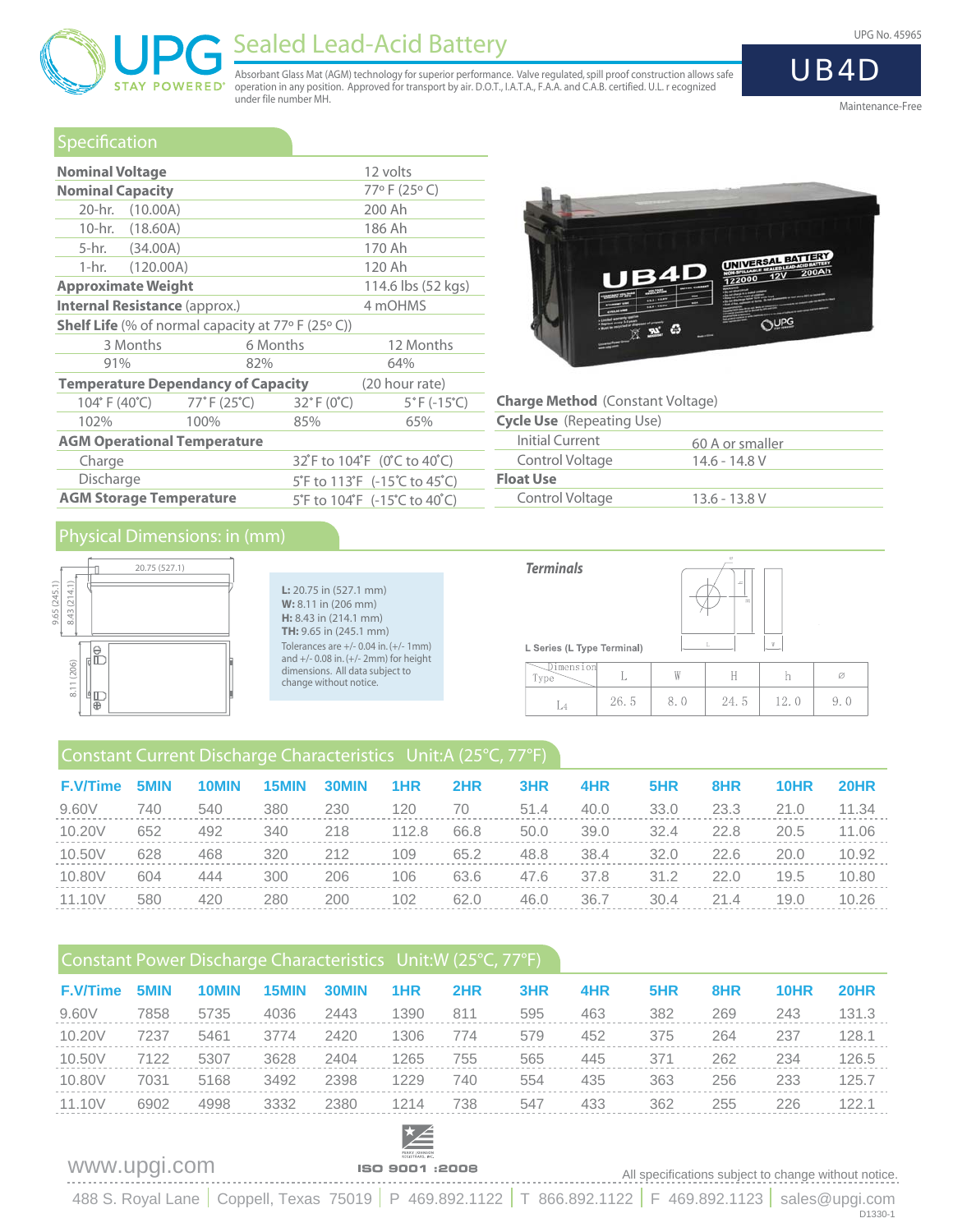UPG No. 45965

# UPG STAY POWERED® Sealed Lead-Acid Battery

# UB4D

Absorbant Glass Mat (AGM) technology for superior performance. Valve regulated, spill proof construction allows safe operation in any position. Approved for transport by air. D.O.T., I.A.T.A., F.A.A. and C.A.B. certified. U.L. r ecognized under file number MH.

Maintenance-Free

## Specification

| | |
|---|---|
| **Nominal Voltage** | 12 volts |
| **Nominal Capacity** | 77º F (25º C) |
| 20-hr. (10.00A) | 200 Ah |
| 10-hr. (18.60A) | 186 Ah |
| 5-hr. (34.00A) | 170 Ah |
| 1-hr. (120.00A) | 120 Ah |
| **Approximate Weight** | 114.6 lbs (52 kgs) |
| **Internal Resistance** (approx.) | 4 mOHMS |

**Shelf Life** (% of normal capacity at 77º F (25º C))

| 3 Months | 6 Months | 12 Months |
|---|---|---|
| 91% | 82% | 64% |

**Temperature Dependancy of Capacity** (20 hour rate)

| 104° F (40°C) | 77° F (25°C) | 32° F (0°C) | 5° F (-15°C) |
|---|---|---|---|
| 102% | 100% | 85% | 65% |

**AGM Operational Temperature**

| | |
|---|---|
| Charge | 32°F to 104°F (0°C to 40°C) |
| Discharge | 5°F to 113°F (-15°C to 45°C) |
| **AGM Storage Temperature** | 5°F to 104°F (-15°C to 40°C) |

**Charge Method** (Constant Voltage)

| | |
|---|---|
| **Cycle Use** (Repeating Use) | |
| Initial Current | 60 A or smaller |
| Control Voltage | 14.6 - 14.8 V |
| **Float Use** | |
| Control Voltage | 13.6 - 13.8 V |

## Physical Dimensions: in (mm)

**L:** 20.75 in (527.1 mm)
**W:** 8.11 in (206 mm)
**H:** 8.43 in (214.1 mm)
**TH:** 9.65 in (245.1 mm)

Tolerances are +/- 0.04 in. (+/- 1mm) and +/- 0.08 in. (+/- 2mm) for height dimensions. All data subject to change without notice.

### Terminals

L Series (L Type Terminal)

| Dimension / Type | L | W | H | h | ⌀ |
|---|---|---|---|---|---|
| L4 | 26.5 | 8.0 | 24.5 | 12.0 | 9.0 |

## Constant Current Discharge Characteristics Unit:A (25°C, 77°F)

| F.V/Time | 5MIN | 10MIN | 15MIN | 30MIN | 1HR | 2HR | 3HR | 4HR | 5HR | 8HR | 10HR | 20HR |
|---|---|---|---|---|---|---|---|---|---|---|---|---|
| 9.60V | 740 | 540 | 380 | 230 | 120 | 70 | 51.4 | 40.0 | 33.0 | 23.3 | 21.0 | 11.34 |
| 10.20V | 652 | 492 | 340 | 218 | 112.8 | 66.8 | 50.0 | 39.0 | 32.4 | 22.8 | 20.5 | 11.06 |
| 10.50V | 628 | 468 | 320 | 212 | 109 | 65.2 | 48.8 | 38.4 | 32.0 | 22.6 | 20.0 | 10.92 |
| 10.80V | 604 | 444 | 300 | 206 | 106 | 63.6 | 47.6 | 37.8 | 31.2 | 22.0 | 19.5 | 10.80 |
| 11.10V | 580 | 420 | 280 | 200 | 102 | 62.0 | 46.0 | 36.7 | 30.4 | 21.4 | 19.0 | 10.26 |

## Constant Power Discharge Characteristics Unit:W (25°C, 77°F)

| F.V/Time | 5MIN | 10MIN | 15MIN | 30MIN | 1HR | 2HR | 3HR | 4HR | 5HR | 8HR | 10HR | 20HR |
|---|---|---|---|---|---|---|---|---|---|---|---|---|
| 9.60V | 7858 | 5735 | 4036 | 2443 | 1390 | 811 | 595 | 463 | 382 | 269 | 243 | 131.3 |
| 10.20V | 7237 | 5461 | 3774 | 2420 | 1306 | 774 | 579 | 452 | 375 | 264 | 237 | 128.1 |
| 10.50V | 7122 | 5307 | 3628 | 2404 | 1265 | 755 | 565 | 445 | 371 | 262 | 234 | 126.5 |
| 10.80V | 7031 | 5168 | 3492 | 2398 | 1229 | 740 | 554 | 435 | 363 | 256 | 233 | 125.7 |
| 11.10V | 6902 | 4998 | 3332 | 2380 | 1214 | 738 | 547 | 433 | 362 | 255 | 226 | 122.1 |

www.upgi.com — ISO 9001 :2008 — All specifications subject to change without notice.

488 S. Royal Lane | Coppell, Texas 75019 | P 469.892.1122 | T 866.892.1122 | F 469.892.1123 | sales@upgi.com

D1330-1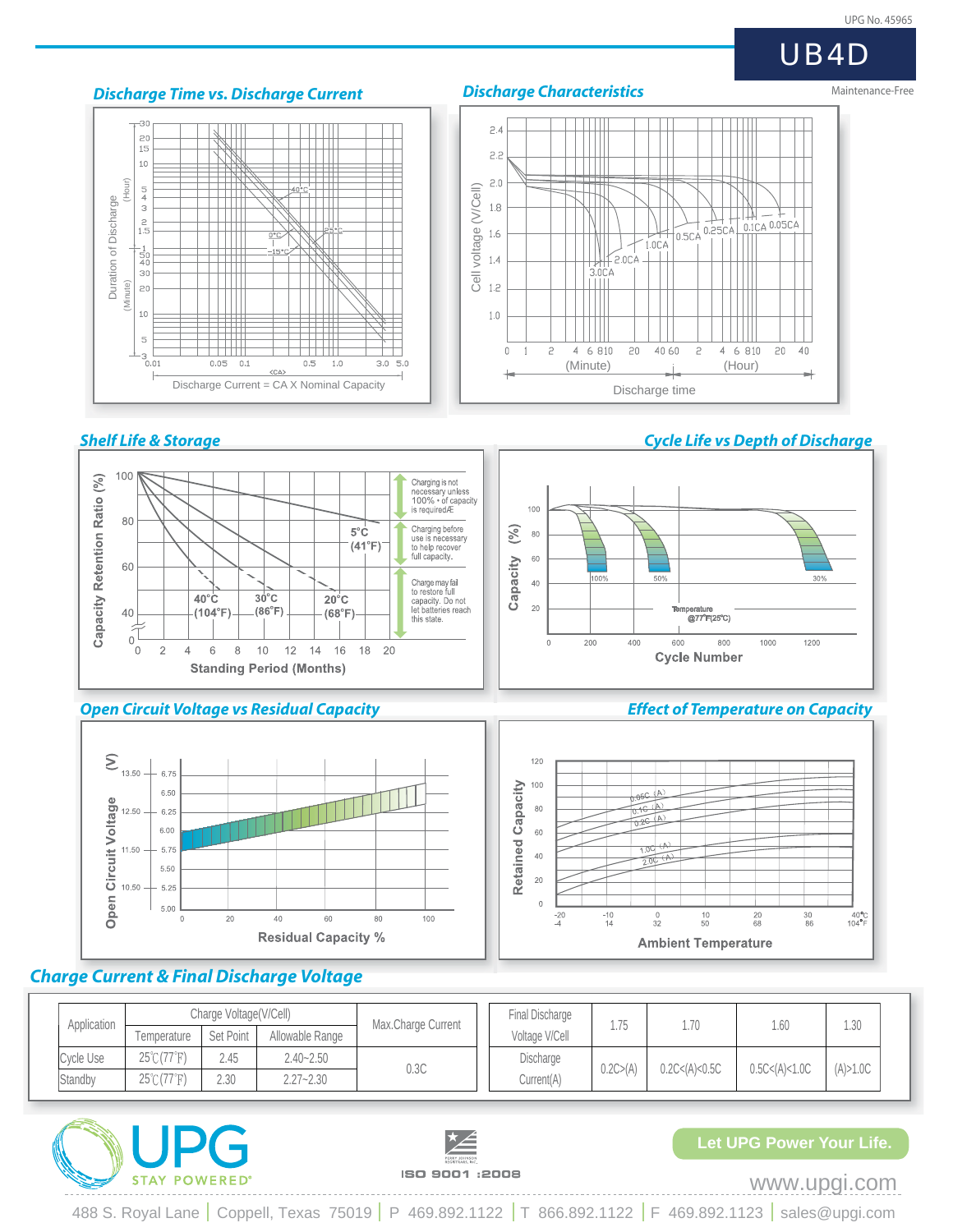UPG No. 45965

# UB4D

Maintenance-Free

## Discharge Time vs. Discharge Current

Duration of Discharge (Hour) (Minute)

30 20 15 10 5 4 3 2 1.5 1 50 40 30 20 10 5 3

40°C 25°C 0°C -15°C

0.01 0.05 0.1 0.5 1.0 3.0 5.0

<CA>

Discharge Current = CA X Nominal Capacity

## Discharge Characteristics

Cell voltage (V/Cell)

2.4 2.2 2.0 1.8 1.6 1.4 1.2 1.0

3.0CA 2.0CA 1.0CA 0.5CA 0.25CA 0.1CA 0.05CA

0 1 2 4 6 8 10 20 40 60 2 4 6 8 10 20 40

(Minute) (Hour)

Discharge time

## Shelf Life & Storage

Capacity Retention Ratio (%)

100 80 60 40 0

5°C (41°F) 40°C (104°F) 30°C (86°F) 20°C (68°F)

Charging is not necessary unless 100% • of capacity is requiredÆ

Charging before use is necessary to help recover full capacity.

Charge may fail to restore full capacity. Do not let batteries reach this state.

0 2 4 6 8 10 12 14 16 18 20

Standing Period (Months)

## Cycle Life vs Depth of Discharge

Capacity (%)

100 80 60 40 20

100% 50% 30%

Temperature @77°F(25°C)

0 200 400 600 800 1000 1200

Cycle Number

## Open Circuit Voltage vs Residual Capacity

Open Circuit Voltage (V)

13.50 12.50 11.50 10.50

6.75 6.50 6.25 6.00 5.75 5.50 5.25 5.00

0 20 40 60 80 100

Residual Capacity %

## Effect of Temperature on Capacity

Retained Capacity

120 100 80 60 40 20 0

0.05C (A) 0.1C (A) 0.2C (A) 1.0C (A) 2.0C (A)

-20 -10 0 10 20 30 40°C

-4 14 32 50 68 86 104°F

Ambient Temperature

## Charge Current & Final Discharge Voltage

| Application | Charge Voltage(V/Cell) | | | Max.Charge Current |
|---|---|---|---|---|
| | Temperature | Set Point | Allowable Range | |
| Cycle Use | 25℃(77℉) | 2.45 | 2.40~2.50 | 0.3C |
| Standby | 25℃(77℉) | 2.30 | 2.27~2.30 | |

| Final Discharge Voltage V/Cell | 1.75 | 1.70 | 1.60 | 1.30 |
|---|---|---|---|---|
| Discharge Current(A) | 0.2C>(A) | 0.2C<(A)<0.5C | 0.5C<(A)<1.0C | (A)>1.0C |

UPG STAY POWERED®

ISO 9001 :2008

Let UPG Power Your Life.

www.upgi.com

488 S. Royal Lane | Coppell, Texas 75019 | P 469.892.1122 | T 866.892.1122 | F 469.892.1123 | sales@upgi.com